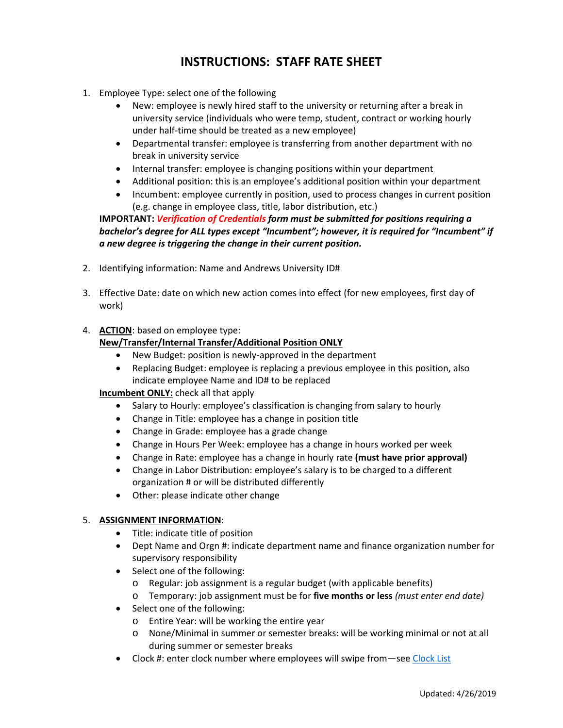# INSTRUCTIONS: STAFF RATE SHEET

1. Employee Type: select one of the following
   - New: employee is newly hired staff to the university or returning after a break in university service (individuals who were temp, student, contract or working hourly under half-time should be treated as a new employee)
   - Departmental transfer: employee is transferring from another department with no break in university service
   - Internal transfer: employee is changing positions within your department
   - Additional position: this is an employee's additional position within your department
   - Incumbent: employee currently in position, used to process changes in current position (e.g. change in employee class, title, labor distribution, etc.)

   **IMPORTANT:** ***Verification of Credentials*** ***form must be submitted for positions requiring a bachelor's degree for ALL types except "Incumbent"; however, it is required for "Incumbent" if a new degree is triggering the change in their current position.***

2. Identifying information: Name and Andrews University ID#

3. Effective Date: date on which new action comes into effect (for new employees, first day of work)

4. **ACTION**: based on employee type:

   **New/Transfer/Internal Transfer/Additional Position ONLY**
   - New Budget: position is newly-approved in the department
   - Replacing Budget: employee is replacing a previous employee in this position, also indicate employee Name and ID# to be replaced

   **Incumbent ONLY:** check all that apply
   - Salary to Hourly: employee's classification is changing from salary to hourly
   - Change in Title: employee has a change in position title
   - Change in Grade: employee has a grade change
   - Change in Hours Per Week: employee has a change in hours worked per week
   - Change in Rate: employee has a change in hourly rate **(must have prior approval)**
   - Change in Labor Distribution: employee's salary is to be charged to a different organization # or will be distributed differently
   - Other: please indicate other change

5. **ASSIGNMENT INFORMATION**:
   - Title: indicate title of position
   - Dept Name and Orgn #: indicate department name and finance organization number for supervisory responsibility
   - Select one of the following:
     - Regular: job assignment is a regular budget (with applicable benefits)
     - Temporary: job assignment must be for **five months or less** *(must enter end date)*
   - Select one of the following:
     - Entire Year: will be working the entire year
     - None/Minimal in summer or semester breaks: will be working minimal or not at all during summer or semester breaks
   - Clock #: enter clock number where employees will swipe from—see Clock List

Updated: 4/26/2019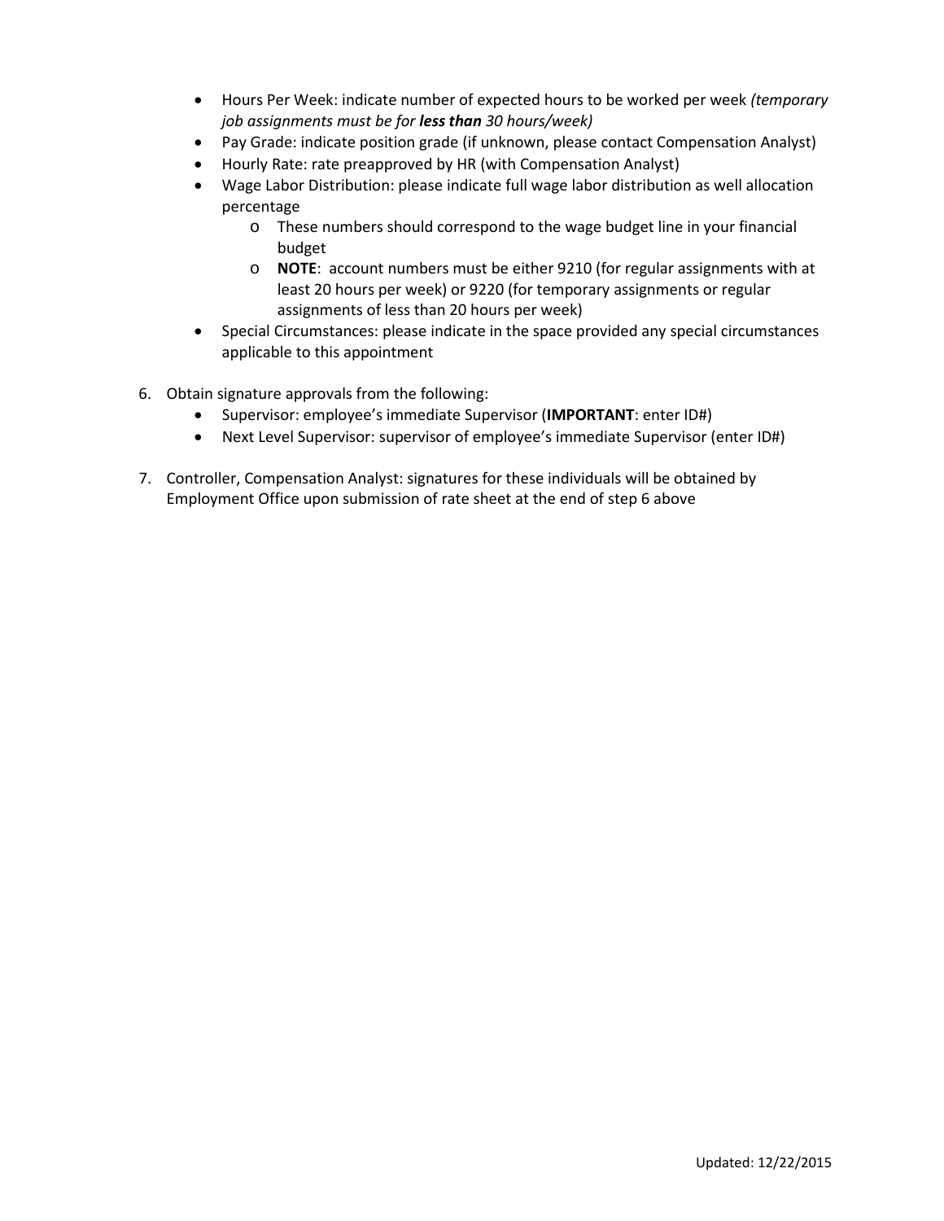- Hours Per Week: indicate number of expected hours to be worked per week *(temporary job assignments must be for **less than** 30 hours/week)*
- Pay Grade: indicate position grade (if unknown, please contact Compensation Analyst)
- Hourly Rate: rate preapproved by HR (with Compensation Analyst)
- Wage Labor Distribution: please indicate full wage labor distribution as well allocation percentage
  - These numbers should correspond to the wage budget line in your financial budget
  - **NOTE**: account numbers must be either 9210 (for regular assignments with at least 20 hours per week) or 9220 (for temporary assignments or regular assignments of less than 20 hours per week)
- Special Circumstances: please indicate in the space provided any special circumstances applicable to this appointment

6. Obtain signature approvals from the following:
   - Supervisor: employee's immediate Supervisor (**IMPORTANT**: enter ID#)
   - Next Level Supervisor: supervisor of employee's immediate Supervisor (enter ID#)

7. Controller, Compensation Analyst: signatures for these individuals will be obtained by Employment Office upon submission of rate sheet at the end of step 6 above

Updated: 12/22/2015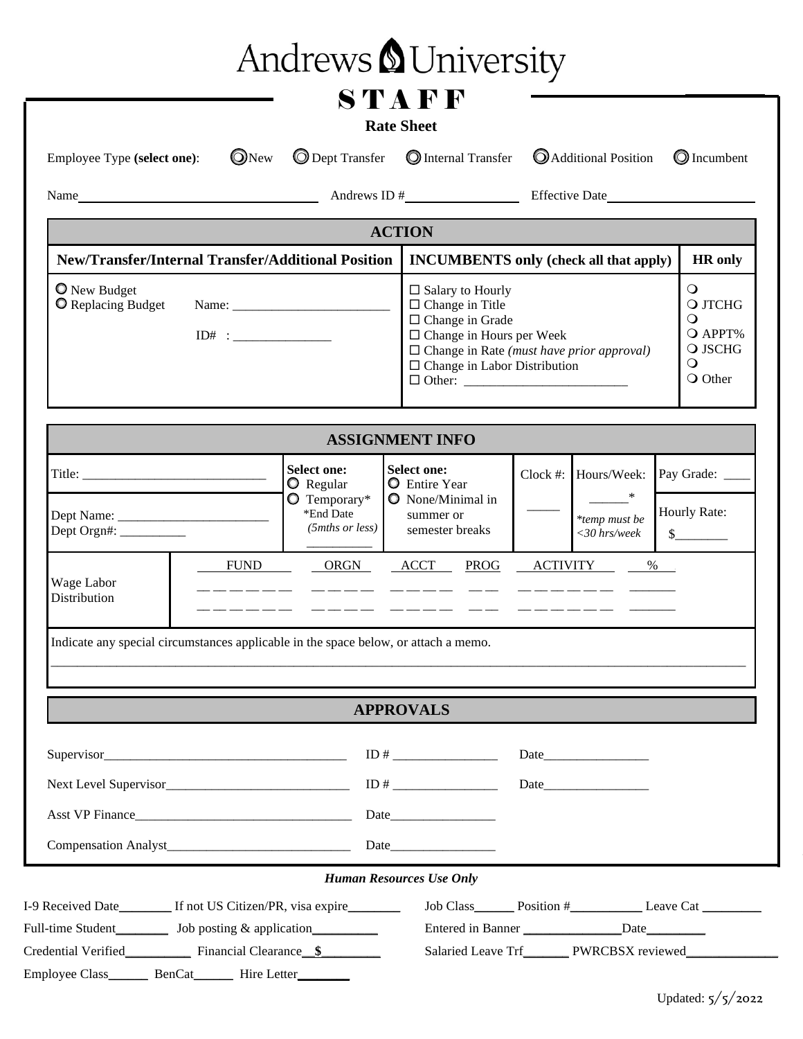# Andrews University

## STAFF

**Rate Sheet**

Employee Type **(select one)**: ○ New ○ Dept Transfer ○ Internal Transfer ○ Additional Position ○ Incumbent

Name________________________ Andrews ID #______________ Effective Date__________________

| ACTION | | |
|---|---|---|
| **New/Transfer/Internal Transfer/Additional Position** | **INCUMBENTS only (check all that apply)** | **HR only** |
| ○ New Budget<br>○ Replacing Budget Name: ________________________<br>ID# : _______________ | ☐ Salary to Hourly<br>☐ Change in Title<br>☐ Change in Grade<br>☐ Change in Hours per Week<br>☐ Change in Rate *(must have prior approval)*<br>☐ Change in Labor Distribution<br>☐ Other: ________________________ | ○<br>○ JTCHG<br>○<br>○ APPT%<br>○ JSCHG<br>○<br>○ Other |

| ASSIGNMENT INFO | | | | | |
|---|---|---|---|---|---|
| Title: ___________________________ | **Select one:**<br>○ Regular<br>○ Temporary*<br>*End Date<br>*(5mths or less)*<br>__________ | **Select one:**<br>○ Entire Year<br>○ None/Minimal in summer or semester breaks | Clock #:<br>_____ | Hours/Week:<br>______*<br>*\*temp must be <30 hrs/week* | Pay Grade: ____ |
| Dept Name: _______________________<br>Dept Orgn#: __________ | | | | | Hourly Rate:<br>$________ |

| Wage Labor Distribution | FUND | ORGN | ACCT | PROG | ACTIVITY | % |
|---|---|---|---|---|---|---|
| | _ _ _ _ _ _ | _ _ _ _ | _ _ _ _ | _ _ | _ _ _ _ _ _ | ______ |
| | _ _ _ _ _ _ | _ _ _ _ | _ _ _ _ | _ _ | _ _ _ _ _ _ | ______ |

Indicate any special circumstances applicable in the space below, or attach a memo.

_____________________________________________________________________________________

## APPROVALS

Supervisor_____________________________________ ID # ________________ Date________________

Next Level Supervisor___________________________ ID # ________________ Date________________

Asst VP Finance________________________________ Date________________

Compensation Analyst___________________________ Date________________

***Human Resources Use Only***

I-9 Received Date________ If not US Citizen/PR, visa expire________ Job Class______ Position #___________ Leave Cat _________

Full-time Student________ Job posting & application__________ Entered in Banner _______________Date_________

Credential Verified__________ Financial Clearance__$_________ Salaried Leave Trf_______ PWRCBSX reviewed______________

Employee Class______ BenCat______ Hire Letter________

Updated: 5/5/2022